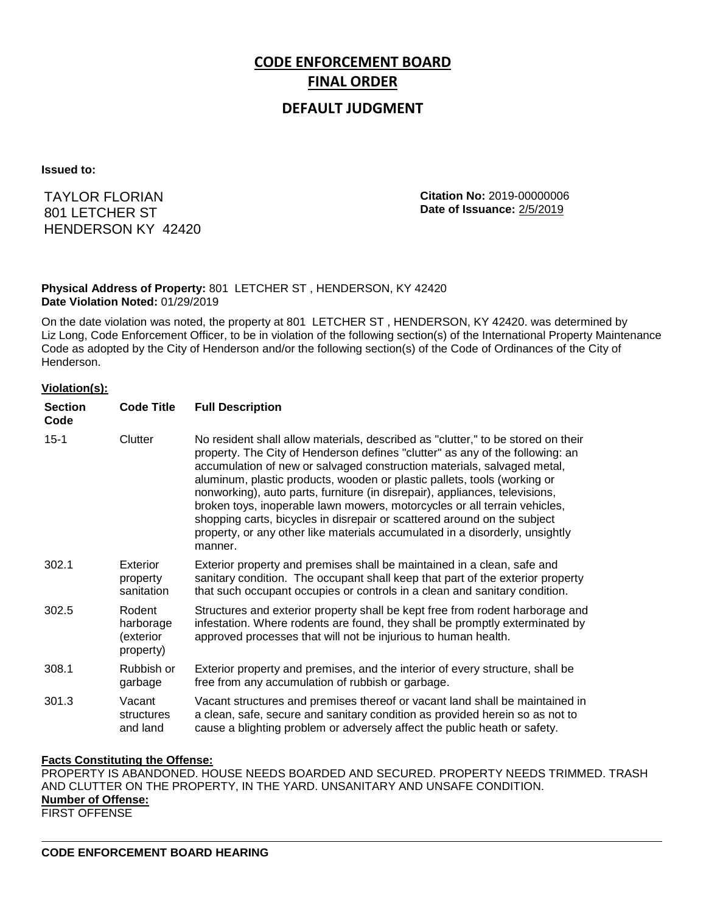# CODE ENFORCEMENT BOARD

## FINAL ORDER

### DEFAULT JUDGMENT

**Issued to:**

TAYLOR FLORIAN
801 LETCHER ST
HENDERSON KY 42420

**Citation No:** 2019-00000006
**Date of Issuance:** 2/5/2019

**Physical Address of Property:** 801 LETCHER ST , HENDERSON, KY 42420
**Date Violation Noted:** 01/29/2019

On the date violation was noted, the property at 801 LETCHER ST , HENDERSON, KY 42420. was determined by Liz Long, Code Enforcement Officer, to be in violation of the following section(s) of the International Property Maintenance Code as adopted by the City of Henderson and/or the following section(s) of the Code of Ordinances of the City of Henderson.

**Violation(s):**

| Section Code | Code Title | Full Description |
|---|---|---|
| 15-1 | Clutter | No resident shall allow materials, described as "clutter," to be stored on their property. The City of Henderson defines "clutter" as any of the following: an accumulation of new or salvaged construction materials, salvaged metal, aluminum, plastic products, wooden or plastic pallets, tools (working or nonworking), auto parts, furniture (in disrepair), appliances, televisions, broken toys, inoperable lawn mowers, motorcycles or all terrain vehicles, shopping carts, bicycles in disrepair or scattered around on the subject property, or any other like materials accumulated in a disorderly, unsightly manner. |
| 302.1 | Exterior property sanitation | Exterior property and premises shall be maintained in a clean, safe and sanitary condition. The occupant shall keep that part of the exterior property that such occupant occupies or controls in a clean and sanitary condition. |
| 302.5 | Rodent harborage (exterior property) | Structures and exterior property shall be kept free from rodent harborage and infestation. Where rodents are found, they shall be promptly exterminated by approved processes that will not be injurious to human health. |
| 308.1 | Rubbish or garbage | Exterior property and premises, and the interior of every structure, shall be free from any accumulation of rubbish or garbage. |
| 301.3 | Vacant structures and land | Vacant structures and premises thereof or vacant land shall be maintained in a clean, safe, secure and sanitary condition as provided herein so as not to cause a blighting problem or adversely affect the public heath or safety. |

**Facts Constituting the Offense:**
PROPERTY IS ABANDONED. HOUSE NEEDS BOARDED AND SECURED. PROPERTY NEEDS TRIMMED. TRASH AND CLUTTER ON THE PROPERTY, IN THE YARD. UNSANITARY AND UNSAFE CONDITION.
**Number of Offense:**
FIRST OFFENSE

**CODE ENFORCEMENT BOARD HEARING**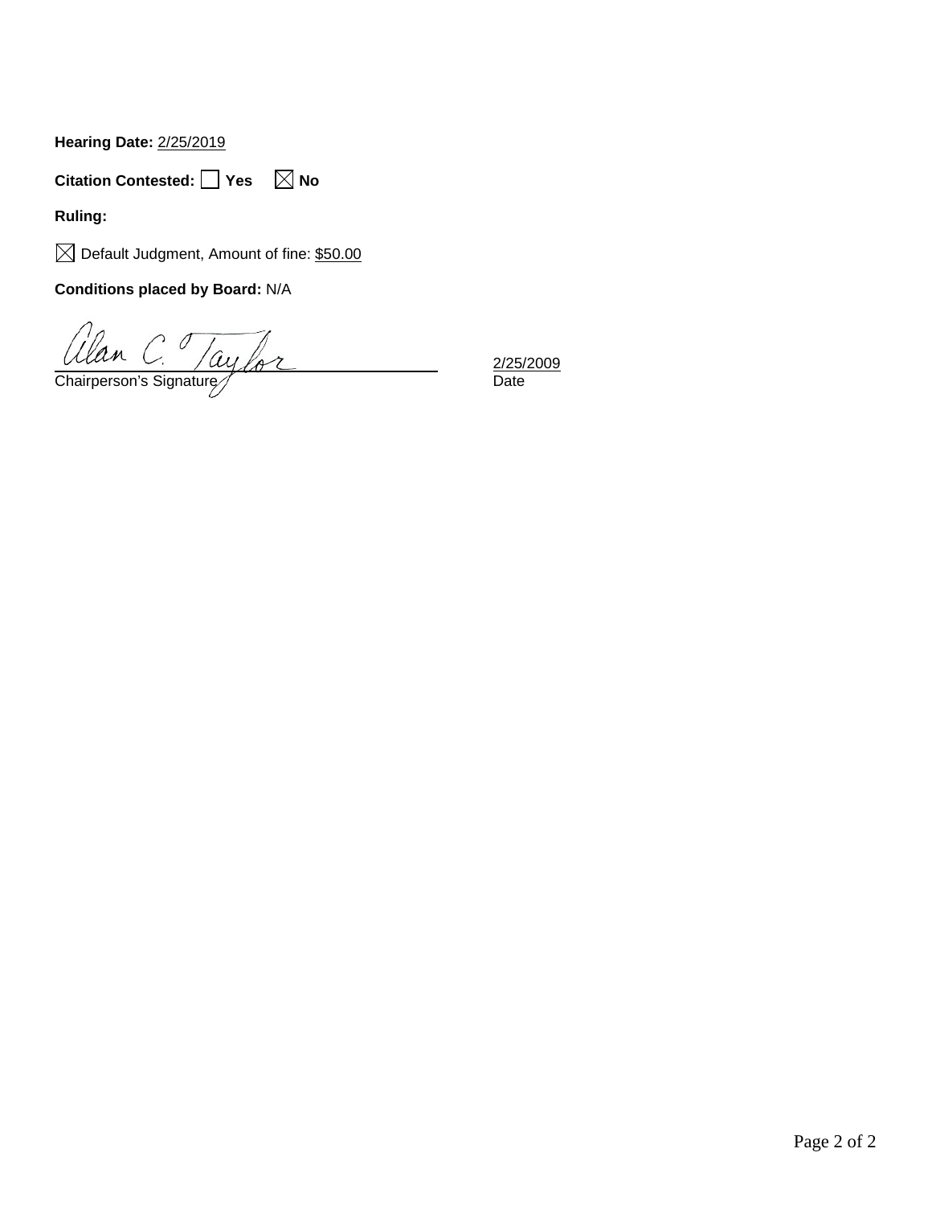**Hearing Date:** 2/25/2019

**Citation Contested:** ☐ **Yes** ☒ **No**

**Ruling:**

☒ Default Judgment, Amount of fine: $50.00

**Conditions placed by Board:** N/A

Alan C. Taylor

Chairperson's Signature

2/25/2009

Date